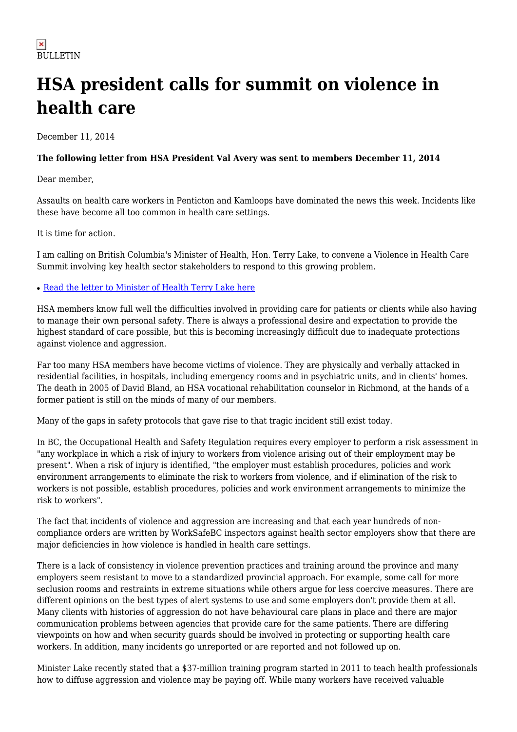BULLETIN

# HSA president calls for summit on violence in health care

December 11, 2014

**The following letter from HSA President Val Avery was sent to members December 11, 2014**

Dear member,

Assaults on health care workers in Penticton and Kamloops have dominated the news this week. Incidents like these have become all too common in health care settings.

It is time for action.

I am calling on British Columbia's Minister of Health, Hon. Terry Lake, to convene a Violence in Health Care Summit involving key health sector stakeholders to respond to this growing problem.

- Read the letter to Minister of Health Terry Lake here

HSA members know full well the difficulties involved in providing care for patients or clients while also having to manage their own personal safety. There is always a professional desire and expectation to provide the highest standard of care possible, but this is becoming increasingly difficult due to inadequate protections against violence and aggression.

Far too many HSA members have become victims of violence. They are physically and verbally attacked in residential facilities, in hospitals, including emergency rooms and in psychiatric units, and in clients' homes. The death in 2005 of David Bland, an HSA vocational rehabilitation counselor in Richmond, at the hands of a former patient is still on the minds of many of our members.

Many of the gaps in safety protocols that gave rise to that tragic incident still exist today.

In BC, the Occupational Health and Safety Regulation requires every employer to perform a risk assessment in "any workplace in which a risk of injury to workers from violence arising out of their employment may be present". When a risk of injury is identified, "the employer must establish procedures, policies and work environment arrangements to eliminate the risk to workers from violence, and if elimination of the risk to workers is not possible, establish procedures, policies and work environment arrangements to minimize the risk to workers".

The fact that incidents of violence and aggression are increasing and that each year hundreds of non-compliance orders are written by WorkSafeBC inspectors against health sector employers show that there are major deficiencies in how violence is handled in health care settings.

There is a lack of consistency in violence prevention practices and training around the province and many employers seem resistant to move to a standardized provincial approach. For example, some call for more seclusion rooms and restraints in extreme situations while others argue for less coercive measures. There are different opinions on the best types of alert systems to use and some employers don't provide them at all. Many clients with histories of aggression do not have behavioural care plans in place and there are major communication problems between agencies that provide care for the same patients. There are differing viewpoints on how and when security guards should be involved in protecting or supporting health care workers. In addition, many incidents go unreported or are reported and not followed up on.

Minister Lake recently stated that a $37-million training program started in 2011 to teach health professionals how to diffuse aggression and violence may be paying off. While many workers have received valuable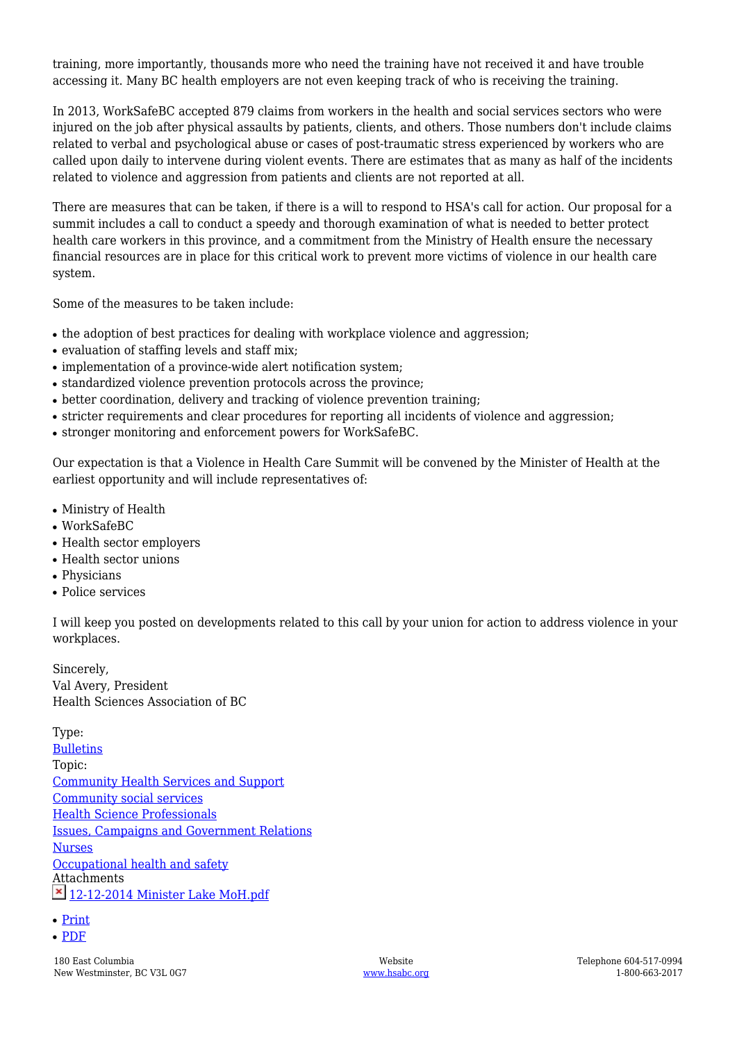training, more importantly, thousands more who need the training have not received it and have trouble accessing it. Many BC health employers are not even keeping track of who is receiving the training.

In 2013, WorkSafeBC accepted 879 claims from workers in the health and social services sectors who were injured on the job after physical assaults by patients, clients, and others. Those numbers don't include claims related to verbal and psychological abuse or cases of post-traumatic stress experienced by workers who are called upon daily to intervene during violent events. There are estimates that as many as half of the incidents related to violence and aggression from patients and clients are not reported at all.

There are measures that can be taken, if there is a will to respond to HSA's call for action. Our proposal for a summit includes a call to conduct a speedy and thorough examination of what is needed to better protect health care workers in this province, and a commitment from the Ministry of Health ensure the necessary financial resources are in place for this critical work to prevent more victims of violence in our health care system.

Some of the measures to be taken include:

- the adoption of best practices for dealing with workplace violence and aggression;
- evaluation of staffing levels and staff mix;
- implementation of a province-wide alert notification system;
- standardized violence prevention protocols across the province;
- better coordination, delivery and tracking of violence prevention training;
- stricter requirements and clear procedures for reporting all incidents of violence and aggression;
- stronger monitoring and enforcement powers for WorkSafeBC.

Our expectation is that a Violence in Health Care Summit will be convened by the Minister of Health at the earliest opportunity and will include representatives of:

- Ministry of Health
- WorkSafeBC
- Health sector employers
- Health sector unions
- Physicians
- Police services

I will keep you posted on developments related to this call by your union for action to address violence in your workplaces.

Sincerely,
Val Avery, President
Health Sciences Association of BC

Type:
Bulletins
Topic:
Community Health Services and Support
Community social services
Health Science Professionals
Issues, Campaigns and Government Relations
Nurses
Occupational health and safety
Attachments
12-12-2014 Minister Lake MoH.pdf

- Print
- PDF

180 East Columbia
New Westminster, BC V3L 0G7

Website
www.hsabc.org

Telephone 604-517-0994
1-800-663-2017